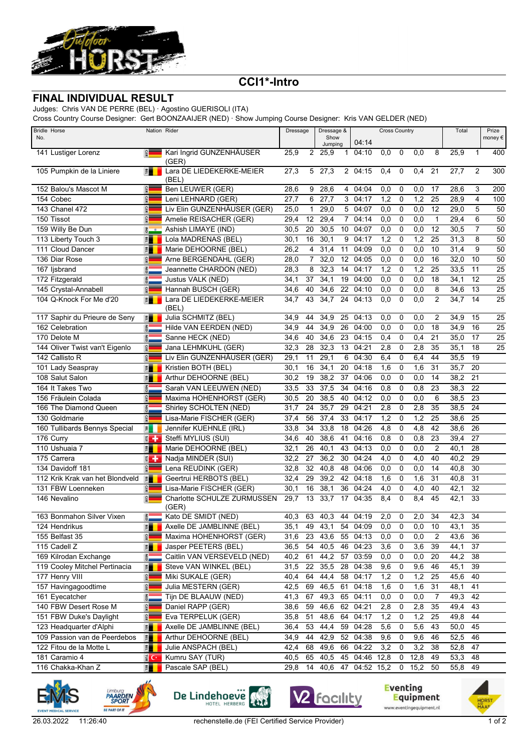## CCI1*-Intro

# FINAL INDIVIDUAL RESULT

Judges: Chris VAN DE PERRE (BEL) · Agostino GUERISOLI (ITA)

Cross Country Course Designer: Gert BOONZAAIJER (NED) · Show Jumping Course Designer: Kris VAN GELDER (NED)

| Bridle No. | Horse | Nation | Rider | Dressage | | Dressage & Show Jumping | | Cross Country 04:14 | | | | | Total | | Prize money € |
|---|---|---|---|---|---|---|---|---|---|---|---|---|---|---|---|
| 141 | Lustiger Lorenz | GER | Kari Ingrid GUNZENHÄUSER (GER) | 25,9 | 2 | 25,9 | 1 | 04:10 | 0,0 | 0 | 0,0 | 8 | 25,9 | 1 | 400 |
| 105 | Pumpkin de la Liniere | BEL | Lara DE LIEDEKERKE-MEIER (BEL) | 27,3 | 5 | 27,3 | 2 | 04:15 | 0,4 | 0 | 0,4 | 21 | 27,7 | 2 | 300 |
| 152 | Balou's Mascot M | GER | Ben LEUWER (GER) | 28,6 | 9 | 28,6 | 4 | 04:04 | 0,0 | 0 | 0,0 | 17 | 28,6 | 3 | 200 |
| 154 | Cobec | GER | Leni LEHNARD (GER) | 27,7 | 6 | 27,7 | 3 | 04:17 | 1,2 | 0 | 1,2 | 25 | 28,9 | 4 | 100 |
| 143 | Chanel 472 | GER | Liv Elin GUNZENHÄUSER (GER) | 25,0 | 1 | 29,0 | 5 | 04:07 | 0,0 | 0 | 0,0 | 12 | 29,0 | 5 | 50 |
| 150 | Tissot | GER | Amelie REISACHER (GER) | 29,4 | 12 | 29,4 | 7 | 04:14 | 0,0 | 0 | 0,0 | 1 | 29,4 | 6 | 50 |
| 159 | Willy Be Dun | IND | Ashish LIMAYE (IND) | 30,5 | 20 | 30,5 | 10 | 04:07 | 0,0 | 0 | 0,0 | 12 | 30,5 | 7 | 50 |
| 113 | Liberty Touch 3 | BEL | Lola MADRENAS (BEL) | 30,1 | 16 | 30,1 | 9 | 04:17 | 1,2 | 0 | 1,2 | 25 | 31,3 | 8 | 50 |
| 111 | Cloud Dancer | BEL | Marie DEHOORNE (BEL) | 26,2 | 4 | 31,4 | 11 | 04:09 | 0,0 | 0 | 0,0 | 10 | 31,4 | 9 | 50 |
| 136 | Diar Rose | GER | Arne BERGENDAHL (GER) | 28,0 | 7 | 32,0 | 12 | 04:05 | 0,0 | 0 | 0,0 | 16 | 32,0 | 10 | 50 |
| 167 | Ijsbrand | NED | Jeannette CHARDON (NED) | 28,3 | 8 | 32,3 | 14 | 04:17 | 1,2 | 0 | 1,2 | 25 | 33,5 | 11 | 25 |
| 172 | Fitzgerald | NED | Justus VALK (NED) | 34,1 | 37 | 34,1 | 19 | 04:00 | 0,0 | 0 | 0,0 | 18 | 34,1 | 12 | 25 |
| 145 | Crystal-Annabell | GER | Hannah BUSCH (GER) | 34,6 | 40 | 34,6 | 22 | 04:10 | 0,0 | 0 | 0,0 | 8 | 34,6 | 13 | 25 |
| 104 | Q-Knock For Me d'20 | BEL | Lara DE LIEDEKERKE-MEIER (BEL) | 34,7 | 43 | 34,7 | 24 | 04:13 | 0,0 | 0 | 0,0 | 2 | 34,7 | 14 | 25 |
| 117 | Saphir du Prieure de Seny | BEL | Julia SCHMITZ (BEL) | 34,9 | 44 | 34,9 | 25 | 04:13 | 0,0 | 0 | 0,0 | 2 | 34,9 | 15 | 25 |
| 162 | Celebration | NED | Hilde VAN EERDEN (NED) | 34,9 | 44 | 34,9 | 26 | 04:00 | 0,0 | 0 | 0,0 | 18 | 34,9 | 16 | 25 |
| 170 | Delote M | NED | Sanne HECK (NED) | 34,6 | 40 | 34,6 | 23 | 04:15 | 0,4 | 0 | 0,4 | 21 | 35,0 | 17 | 25 |
| 144 | Oliver Twist van't Eigenlo | GER | Jana LEHMKUHL (GER) | 32,3 | 28 | 32,3 | 13 | 04:21 | 2,8 | 0 | 2,8 | 35 | 35,1 | 18 | 25 |
| 142 | Callisto R | GER | Liv Elin GUNZENHÄUSER (GER) | 29,1 | 11 | 29,1 | 6 | 04:30 | 6,4 | 0 | 6,4 | 44 | 35,5 | 19 | |
| 101 | Lady Seaspray | BEL | Kristien BOTH (BEL) | 30,1 | 16 | 34,1 | 20 | 04:18 | 1,6 | 0 | 1,6 | 31 | 35,7 | 20 | |
| 108 | Salut Salon | BEL | Arthur DEHOORNE (BEL) | 30,2 | 19 | 38,2 | 37 | 04:06 | 0,0 | 0 | 0,0 | 14 | 38,2 | 21 | |
| 164 | It Takes Two | NED | Sarah VAN LEEUWEN (NED) | 33,5 | 33 | 37,5 | 34 | 04:16 | 0,8 | 0 | 0,8 | 23 | 38,3 | 22 | |
| 156 | Fräulein Colada | GER | Maxima HOHENHORST (GER) | 30,5 | 20 | 38,5 | 40 | 04:12 | 0,0 | 0 | 0,0 | 6 | 38,5 | 23 | |
| 166 | The Diamond Queen | NED | Shirley SCHOLTEN (NED) | 31,7 | 24 | 35,7 | 29 | 04:21 | 2,8 | 0 | 2,8 | 35 | 38,5 | 24 | |
| 130 | Goldmarie | GER | Lisa-Marie FISCHER (GER) | 37,4 | 56 | 37,4 | 33 | 04:17 | 1,2 | 0 | 1,2 | 25 | 38,6 | 25 | |
| 160 | Tullibards Bennys Special | IRL | Jennifer KUEHNLE (IRL) | 33,8 | 34 | 33,8 | 18 | 04:26 | 4,8 | 0 | 4,8 | 42 | 38,6 | 26 | |
| 176 | Curry | SUI | Steffi MYLIUS (SUI) | 34,6 | 40 | 38,6 | 41 | 04:16 | 0,8 | 0 | 0,8 | 23 | 39,4 | 27 | |
| 110 | Ushuaia 7 | BEL | Marie DEHOORNE (BEL) | 32,1 | 26 | 40,1 | 43 | 04:13 | 0,0 | 0 | 0,0 | 2 | 40,1 | 28 | |
| 175 | Carrera | SUI | Nadja MINDER (SUI) | 32,2 | 27 | 36,2 | 30 | 04:24 | 4,0 | 0 | 4,0 | 40 | 40,2 | 29 | |
| 134 | Davidoff 181 | GER | Lena REUDINK (GER) | 32,8 | 32 | 40,8 | 48 | 04:06 | 0,0 | 0 | 0,0 | 14 | 40,8 | 30 | |
| 112 | Krik Krak van het Blondveld | BEL | Geertrui HERBOTS (BEL) | 32,4 | 29 | 39,2 | 42 | 04:18 | 1,6 | 0 | 1,6 | 31 | 40,8 | 31 | |
| 131 | FBW Loenneken | GER | Lisa-Marie FISCHER (GER) | 30,1 | 16 | 38,1 | 36 | 04:24 | 4,0 | 0 | 4,0 | 40 | 42,1 | 32 | |
| 146 | Nevalino | GER | Charlotte SCHULZE ZURMUSSEN (GER) | 29,7 | 13 | 33,7 | 17 | 04:35 | 8,4 | 0 | 8,4 | 45 | 42,1 | 33 | |
| 163 | Bonmahon Silver Vixen | NED | Kato DE SMIDT (NED) | 40,3 | 63 | 40,3 | 44 | 04:19 | 2,0 | 0 | 2,0 | 34 | 42,3 | 34 | |
| 124 | Hendrikus | BEL | Axelle DE JAMBLINNE (BEL) | 35,1 | 49 | 43,1 | 54 | 04:09 | 0,0 | 0 | 0,0 | 10 | 43,1 | 35 | |
| 155 | Belfast 35 | GER | Maxima HOHENHORST (GER) | 31,6 | 23 | 43,6 | 55 | 04:13 | 0,0 | 0 | 0,0 | 2 | 43,6 | 36 | |
| 115 | Cadell Z | BEL | Jasper PEETERS (BEL) | 36,5 | 54 | 40,5 | 46 | 04:23 | 3,6 | 0 | 3,6 | 39 | 44,1 | 37 | |
| 169 | Kilrodan Exchange | NED | Caitlin VAN VERSEVELD (NED) | 40,2 | 61 | 44,2 | 57 | 03:59 | 0,0 | 0 | 0,0 | 20 | 44,2 | 38 | |
| 119 | Cooley Mitchel Pertinacia | BEL | Steve VAN WINKEL (BEL) | 31,5 | 22 | 35,5 | 28 | 04:38 | 9,6 | 0 | 9,6 | 46 | 45,1 | 39 | |
| 177 | Henry VIII | GER | Miki SUKALE (GER) | 40,4 | 64 | 44,4 | 58 | 04:17 | 1,2 | 0 | 1,2 | 25 | 45,6 | 40 | |
| 157 | Havingagoodtime | GER | Julia MESTERN (GER) | 42,5 | 69 | 46,5 | 61 | 04:18 | 1,6 | 0 | 1,6 | 31 | 48,1 | 41 | |
| 161 | Eyecatcher | NED | Tijn DE BLAAUW (NED) | 41,3 | 67 | 49,3 | 65 | 04:11 | 0,0 | 0 | 0,0 | 7 | 49,3 | 42 | |
| 140 | FBW Desert Rose M | GER | Daniel RAPP (GER) | 38,6 | 59 | 46,6 | 62 | 04:21 | 2,8 | 0 | 2,8 | 35 | 49,4 | 43 | |
| 151 | FBW Duke's Daylight | GER | Eva TERPELUK (GER) | 35,8 | 51 | 48,6 | 64 | 04:17 | 1,2 | 0 | 1,2 | 25 | 49,8 | 44 | |
| 123 | Headquarter d'Alphi | BEL | Axelle DE JAMBLINNE (BEL) | 36,4 | 53 | 44,4 | 59 | 04:28 | 5,6 | 0 | 5,6 | 43 | 50,0 | 45 | |
| 109 | Passion van de Peerdebos | BEL | Arthur DEHOORNE (BEL) | 34,9 | 44 | 42,9 | 52 | 04:38 | 9,6 | 0 | 9,6 | 46 | 52,5 | 46 | |
| 122 | Fitou de la Motte L | BEL | Julie ANSPACH (BEL) | 42,4 | 68 | 49,6 | 66 | 04:22 | 3,2 | 0 | 3,2 | 38 | 52,8 | 47 | |
| 181 | Caramio 4 | TUR | Kumru SAY (TUR) | 40,5 | 65 | 40,5 | 45 | 04:46 | 12,8 | 0 | 12,8 | 49 | 53,3 | 48 | |
| 116 | Chakka-Khan Z | BEL | Pascale SAP (BEL) | 29,8 | 14 | 40,6 | 47 | 04:52 | 15,2 | 0 | 15,2 | 50 | 55,8 | 49 | |

26.03.2022 11:26:40 rechenstelle.de (FEI Certified Service Provider)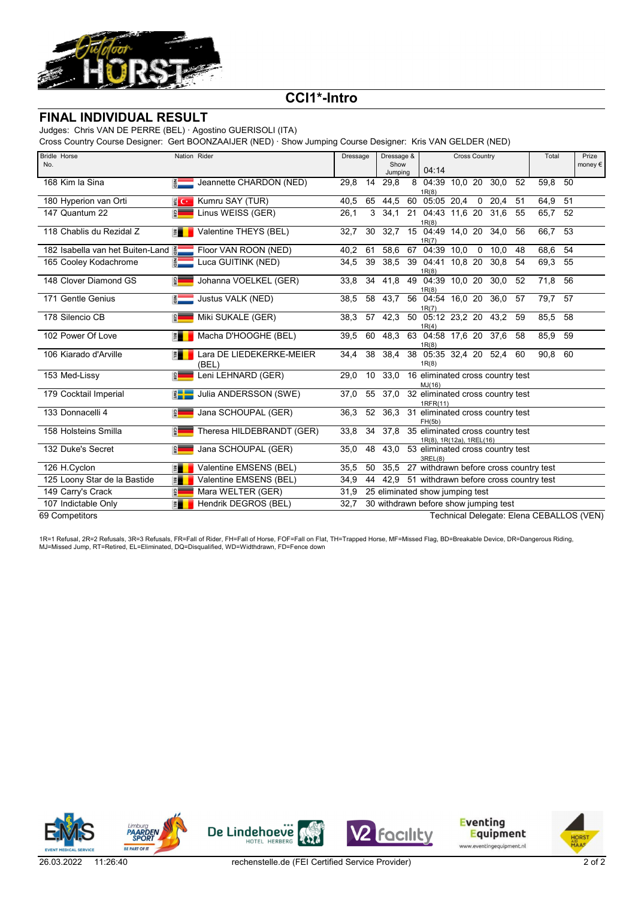## CCI1*-Intro

# FINAL INDIVIDUAL RESULT

Judges: Chris VAN DE PERRE (BEL) · Agostino GUERISOLI (ITA)

Cross Country Course Designer: Gert BOONZAAIJER (NED) · Show Jumping Course Designer: Kris VAN GELDER (NED)

| Bridle No. | Horse | Nation | Rider | Dressage | | Dressage & Show Jumping | | Cross Country 04:14 | | | | | Total | | Prize money € |
|---|---|---|---|---|---|---|---|---|---|---|---|---|---|---|---|
| 168 | Kim la Sina | NED | Jeannette CHARDON (NED) | 29,8 | 14 | 29,8 | 8 | 04:39 1R(8) | 10,0 | 20 | 30,0 | 52 | 59,8 | 50 | |
| 180 | Hyperion van Orti | TUR | Kumru SAY (TUR) | 40,5 | 65 | 44,5 | 60 | 05:05 | 20,4 | 0 | 20,4 | 51 | 64,9 | 51 | |
| 147 | Quantum 22 | GER | Linus WEISS (GER) | 26,1 | 3 | 34,1 | 21 | 04:43 1R(8) | 11,6 | 20 | 31,6 | 55 | 65,7 | 52 | |
| 118 | Chablis du Rezidal Z | BEL | Valentine THEYS (BEL) | 32,7 | 30 | 32,7 | 15 | 04:49 1R(7) | 14,0 | 20 | 34,0 | 56 | 66,7 | 53 | |
| 182 | Isabella van het Buiten-Land | NED | Floor VAN ROON (NED) | 40,2 | 61 | 58,6 | 67 | 04:39 | 10,0 | 0 | 10,0 | 48 | 68,6 | 54 | |
| 165 | Cooley Kodachrome | NED | Luca GUITINK (NED) | 34,5 | 39 | 38,5 | 39 | 04:41 1R(8) | 10,8 | 20 | 30,8 | 54 | 69,3 | 55 | |
| 148 | Clover Diamond GS | GER | Johanna VOELKEL (GER) | 33,8 | 34 | 41,8 | 49 | 04:39 1R(8) | 10,0 | 20 | 30,0 | 52 | 71,8 | 56 | |
| 171 | Gentle Genius | NED | Justus VALK (NED) | 38,5 | 58 | 43,7 | 56 | 04:54 1R(7) | 16,0 | 20 | 36,0 | 57 | 79,7 | 57 | |
| 178 | Silencio CB | GER | Miki SUKALE (GER) | 38,3 | 57 | 42,3 | 50 | 05:12 1R(4) | 23,2 | 20 | 43,2 | 59 | 85,5 | 58 | |
| 102 | Power Of Love | BEL | Macha D'HOOGHE (BEL) | 39,5 | 60 | 48,3 | 63 | 04:58 1R(8) | 17,6 | 20 | 37,6 | 58 | 85,9 | 59 | |
| 106 | Kiarado d'Arville | BEL | Lara DE LIEDEKERKE-MEIER (BEL) | 34,4 | 38 | 38,4 | 38 | 05:35 1R(8) | 32,4 | 20 | 52,4 | 60 | 90,8 | 60 | |
| 153 | Med-Lissy | GER | Leni LEHNARD (GER) | 29,0 | 10 | 33,0 | 16 | eliminated cross country test MJ(16) | | | | | | | |
| 179 | Cocktail Imperial | SWE | Julia ANDERSSON (SWE) | 37,0 | 55 | 37,0 | 32 | eliminated cross country test 1RFR(11) | | | | | | | |
| 133 | Donnacelli 4 | GER | Jana SCHOUPAL (GER) | 36,3 | 52 | 36,3 | 31 | eliminated cross country test FH(5b) | | | | | | | |
| 158 | Holsteins Smilla | GER | Theresa HILDEBRANDT (GER) | 33,8 | 34 | 37,8 | 35 | eliminated cross country test 1R(8), 1R(12a), 1REL(16) | | | | | | | |
| 132 | Duke's Secret | GER | Jana SCHOUPAL (GER) | 35,0 | 48 | 43,0 | 53 | eliminated cross country test 3REL(8) | | | | | | | |
| 126 | H.Cyclon | BEL | Valentine EMSENS (BEL) | 35,5 | 50 | 35,5 | 27 | withdrawn before cross country test | | | | | | | |
| 125 | Loony Star de la Bastide | BEL | Valentine EMSENS (BEL) | 34,9 | 44 | 42,9 | 51 | withdrawn before cross country test | | | | | | | |
| 149 | Carry's Crack | GER | Mara WELTER (GER) | 31,9 | 25 | eliminated show jumping test | | | | | | | | | |
| 107 | Indictable Only | BEL | Hendrik DEGROS (BEL) | 32,7 | 30 | withdrawn before show jumping test | | | | | | | | | |

69 Competitors

Technical Delegate: Elena CEBALLOS (VEN)

1R=1 Refusal, 2R=2 Refusals, 3R=3 Refusals, FR=Fall of Rider, FH=Fall of Horse, FOF=Fall on Flat, TH=Trapped Horse, MF=Missed Flag, BD=Breakable Device, DR=Dangerous Riding, MJ=Missed Jump, RT=Retired, EL=Eliminated, DQ=Disqualified, WD=Widthdrawn, FD=Fence down

26.03.2022 11:26:40 rechenstelle.de (FEI Certified Service Provider)